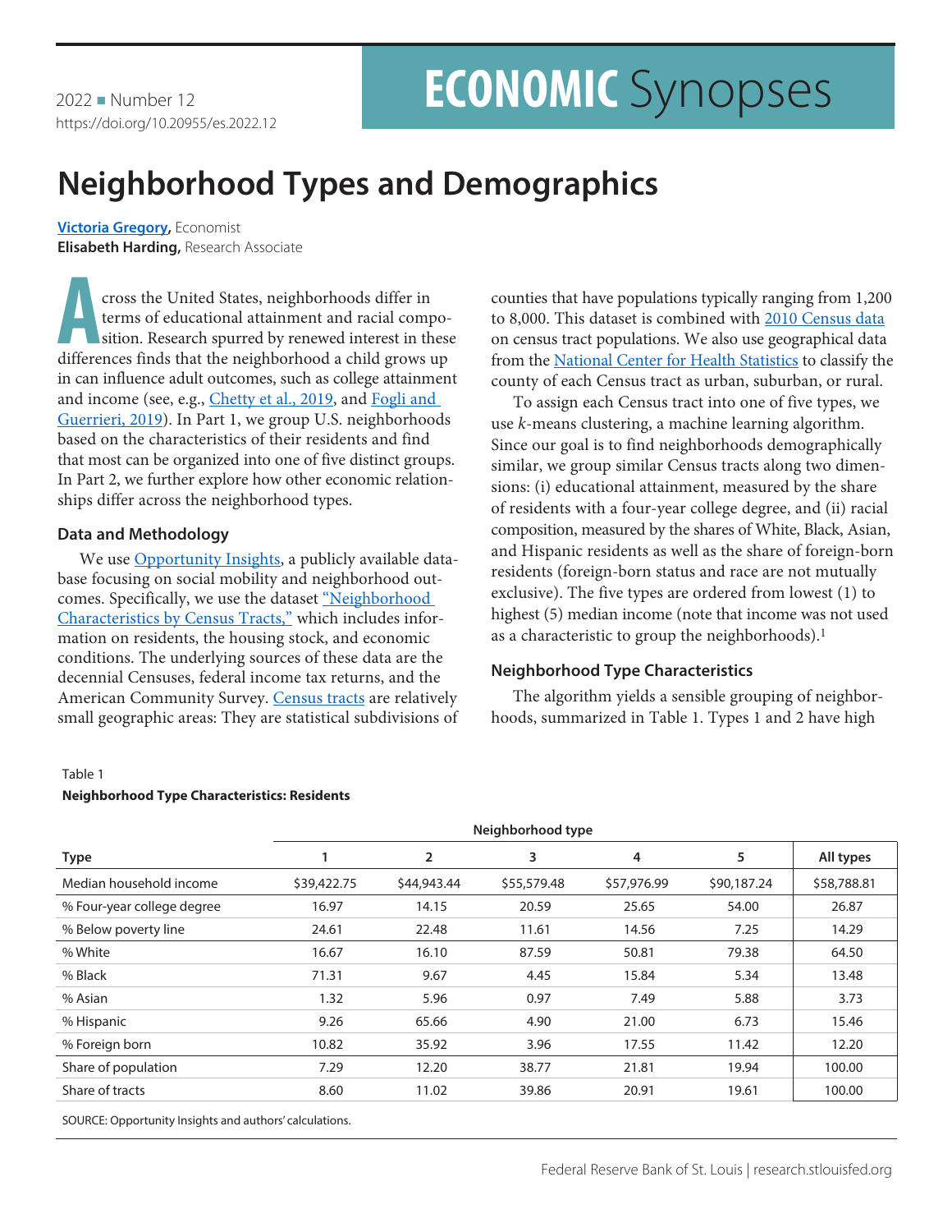2022 ■ Number 12
https://doi.org/10.20955/es.2022.12

# ECONOMIC Synopses

# Neighborhood Types and Demographics

**Victoria Gregory,** Economist
**Elisabeth Harding,** Research Associate

Across the United States, neighborhoods differ in terms of educational attainment and racial composition. Research spurred by renewed interest in these differences finds that the neighborhood a child grows up in can influence adult outcomes, such as college attainment and income (see, e.g., Chetty et al., 2019, and Fogli and Guerrieri, 2019). In Part 1, we group U.S. neighborhoods based on the characteristics of their residents and find that most can be organized into one of five distinct groups. In Part 2, we further explore how other economic relationships differ across the neighborhood types.

## Data and Methodology

We use Opportunity Insights, a publicly available database focusing on social mobility and neighborhood outcomes. Specifically, we use the dataset "Neighborhood Characteristics by Census Tracts," which includes information on residents, the housing stock, and economic conditions. The underlying sources of these data are the decennial Censuses, federal income tax returns, and the American Community Survey. Census tracts are relatively small geographic areas: They are statistical subdivisions of counties that have populations typically ranging from 1,200 to 8,000. This dataset is combined with 2010 Census data on census tract populations. We also use geographical data from the National Center for Health Statistics to classify the county of each Census tract as urban, suburban, or rural.

To assign each Census tract into one of five types, we use *k*-means clustering, a machine learning algorithm. Since our goal is to find neighborhoods demographically similar, we group similar Census tracts along two dimensions: (i) educational attainment, measured by the share of residents with a four-year college degree, and (ii) racial composition, measured by the shares of White, Black, Asian, and Hispanic residents as well as the share of foreign-born residents (foreign-born status and race are not mutually exclusive). The five types are ordered from lowest (1) to highest (5) median income (note that income was not used as a characteristic to group the neighborhoods).[1]

## Neighborhood Type Characteristics

The algorithm yields a sensible grouping of neighborhoods, summarized in Table 1. Types 1 and 2 have high

Table 1
**Neighborhood Type Characteristics: Residents**

| | Neighborhood type | | | | | |
|---|---|---|---|---|---|---|
| **Type** | **1** | **2** | **3** | **4** | **5** | **All types** |
| Median household income | $39,422.75 | $44,943.44 | $55,579.48 | $57,976.99 | $90,187.24 | $58,788.81 |
| % Four-year college degree | 16.97 | 14.15 | 20.59 | 25.65 | 54.00 | 26.87 |
| % Below poverty line | 24.61 | 22.48 | 11.61 | 14.56 | 7.25 | 14.29 |
| % White | 16.67 | 16.10 | 87.59 | 50.81 | 79.38 | 64.50 |
| % Black | 71.31 | 9.67 | 4.45 | 15.84 | 5.34 | 13.48 |
| % Asian | 1.32 | 5.96 | 0.97 | 7.49 | 5.88 | 3.73 |
| % Hispanic | 9.26 | 65.66 | 4.90 | 21.00 | 6.73 | 15.46 |
| % Foreign born | 10.82 | 35.92 | 3.96 | 17.55 | 11.42 | 12.20 |
| Share of population | 7.29 | 12.20 | 38.77 | 21.81 | 19.94 | 100.00 |
| Share of tracts | 8.60 | 11.02 | 39.86 | 20.91 | 19.61 | 100.00 |

SOURCE: Opportunity Insights and authors' calculations.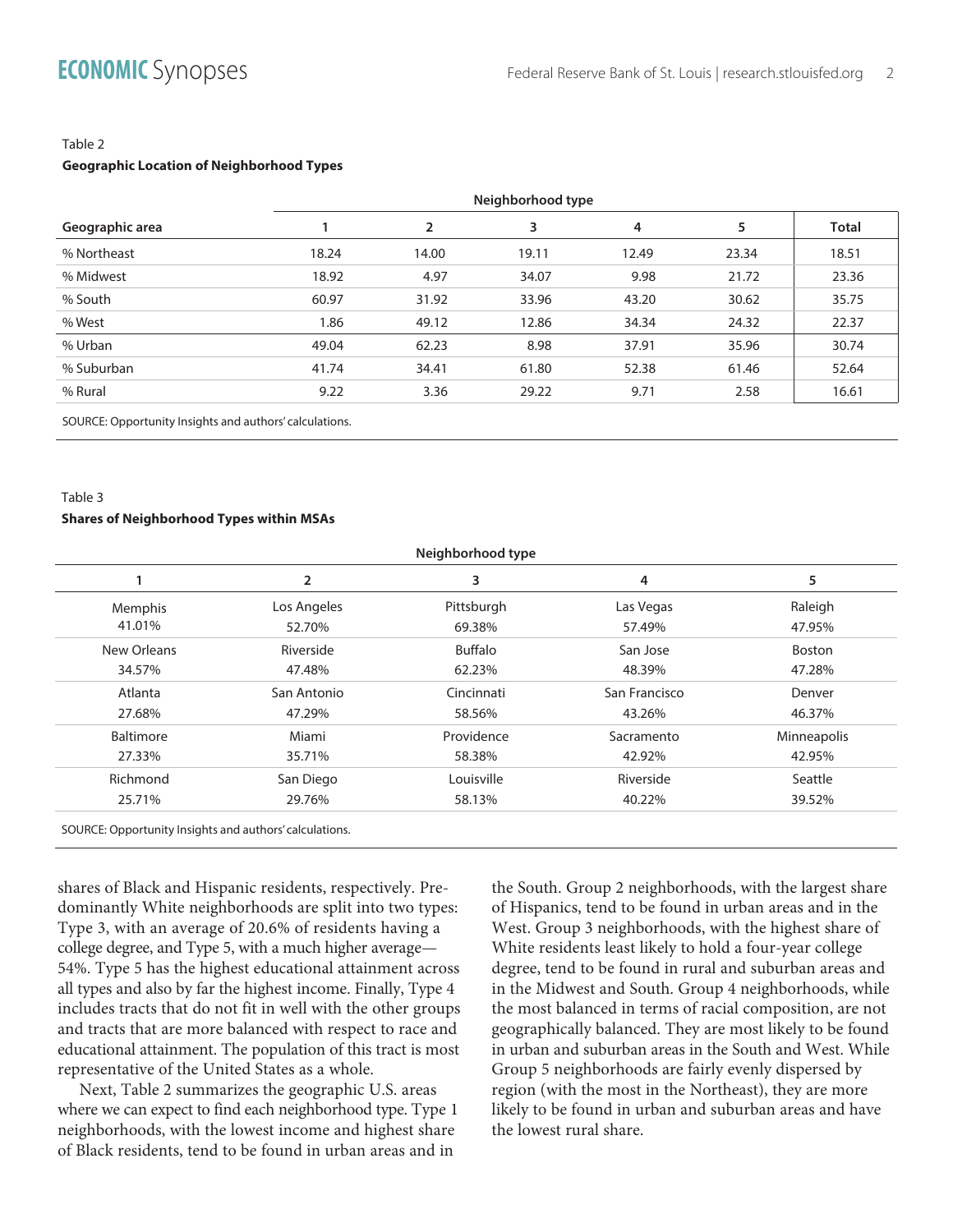Table 2

**Geographic Location of Neighborhood Types**

| Geographic area | Neighborhood type 1 | 2 | 3 | 4 | 5 | Total |
|---|---|---|---|---|---|---|
| % Northeast | 18.24 | 14.00 | 19.11 | 12.49 | 23.34 | 18.51 |
| % Midwest | 18.92 | 4.97 | 34.07 | 9.98 | 21.72 | 23.36 |
| % South | 60.97 | 31.92 | 33.96 | 43.20 | 30.62 | 35.75 |
| % West | 1.86 | 49.12 | 12.86 | 34.34 | 24.32 | 22.37 |
| % Urban | 49.04 | 62.23 | 8.98 | 37.91 | 35.96 | 30.74 |
| % Suburban | 41.74 | 34.41 | 61.80 | 52.38 | 61.46 | 52.64 |
| % Rural | 9.22 | 3.36 | 29.22 | 9.71 | 2.58 | 16.61 |

SOURCE: Opportunity Insights and authors' calculations.

Table 3

**Shares of Neighborhood Types within MSAs**

| Neighborhood type 1 | 2 | 3 | 4 | 5 |
|---|---|---|---|---|
| Memphis 41.01% | Los Angeles 52.70% | Pittsburgh 69.38% | Las Vegas 57.49% | Raleigh 47.95% |
| New Orleans 34.57% | Riverside 47.48% | Buffalo 62.23% | San Jose 48.39% | Boston 47.28% |
| Atlanta 27.68% | San Antonio 47.29% | Cincinnati 58.56% | San Francisco 43.26% | Denver 46.37% |
| Baltimore 27.33% | Miami 35.71% | Providence 58.38% | Sacramento 42.92% | Minneapolis 42.95% |
| Richmond 25.71% | San Diego 29.76% | Louisville 58.13% | Riverside 40.22% | Seattle 39.52% |

SOURCE: Opportunity Insights and authors' calculations.

shares of Black and Hispanic residents, respectively. Predominantly White neighborhoods are split into two types: Type 3, with an average of 20.6% of residents having a college degree, and Type 5, with a much higher average—54%. Type 5 has the highest educational attainment across all types and also by far the highest income. Finally, Type 4 includes tracts that do not fit in well with the other groups and tracts that are more balanced with respect to race and educational attainment. The population of this tract is most representative of the United States as a whole.

Next, Table 2 summarizes the geographic U.S. areas where we can expect to find each neighborhood type. Type 1 neighborhoods, with the lowest income and highest share of Black residents, tend to be found in urban areas and in the South. Group 2 neighborhoods, with the largest share of Hispanics, tend to be found in urban areas and in the West. Group 3 neighborhoods, with the highest share of White residents least likely to hold a four-year college degree, tend to be found in rural and suburban areas and in the Midwest and South. Group 4 neighborhoods, while the most balanced in terms of racial composition, are not geographically balanced. They are most likely to be found in urban and suburban areas in the South and West. While Group 5 neighborhoods are fairly evenly dispersed by region (with the most in the Northeast), they are more likely to be found in urban and suburban areas and have the lowest rural share.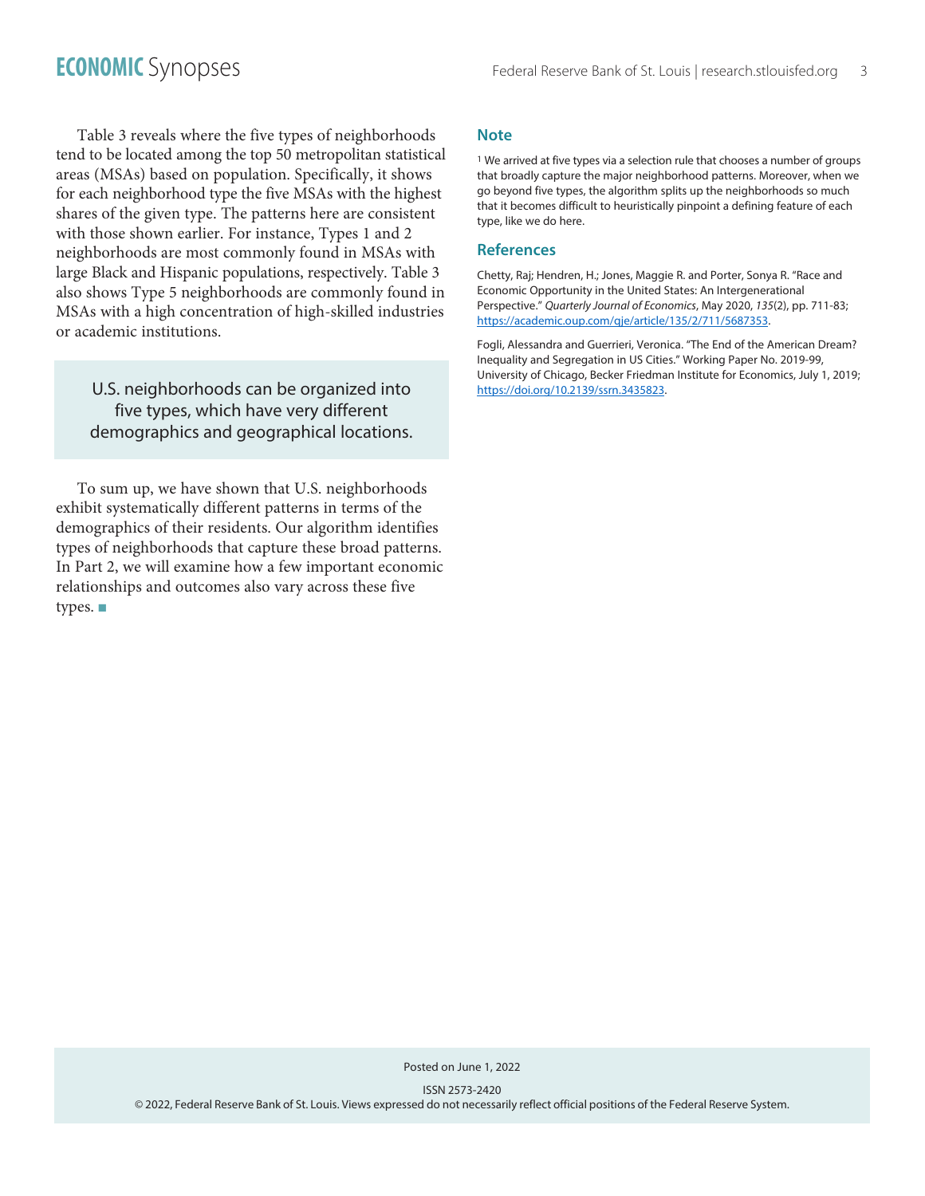Table 3 reveals where the five types of neighborhoods tend to be located among the top 50 metropolitan statistical areas (MSAs) based on population. Specifically, it shows for each neighborhood type the five MSAs with the highest shares of the given type. The patterns here are consistent with those shown earlier. For instance, Types 1 and 2 neighborhoods are most commonly found in MSAs with large Black and Hispanic populations, respectively. Table 3 also shows Type 5 neighborhoods are commonly found in MSAs with a high concentration of high-skilled industries or academic institutions.

> U.S. neighborhoods can be organized into five types, which have very different demographics and geographical locations.

To sum up, we have shown that U.S. neighborhoods exhibit systematically different patterns in terms of the demographics of their residents. Our algorithm identifies types of neighborhoods that capture these broad patterns. In Part 2, we will examine how a few important economic relationships and outcomes also vary across these five types. ■

## Note

[1] We arrived at five types via a selection rule that chooses a number of groups that broadly capture the major neighborhood patterns. Moreover, when we go beyond five types, the algorithm splits up the neighborhoods so much that it becomes difficult to heuristically pinpoint a defining feature of each type, like we do here.

## References

Chetty, Raj; Hendren, H.; Jones, Maggie R. and Porter, Sonya R. "Race and Economic Opportunity in the United States: An Intergenerational Perspective." *Quarterly Journal of Economics*, May 2020, *135*(2), pp. 711-83; https://academic.oup.com/qje/article/135/2/711/5687353.

Fogli, Alessandra and Guerrieri, Veronica. "The End of the American Dream? Inequality and Segregation in US Cities." Working Paper No. 2019-99, University of Chicago, Becker Friedman Institute for Economics, July 1, 2019; https://doi.org/10.2139/ssrn.3435823.

Posted on June 1, 2022

ISSN 2573-2420

© 2022, Federal Reserve Bank of St. Louis. Views expressed do not necessarily reflect official positions of the Federal Reserve System.